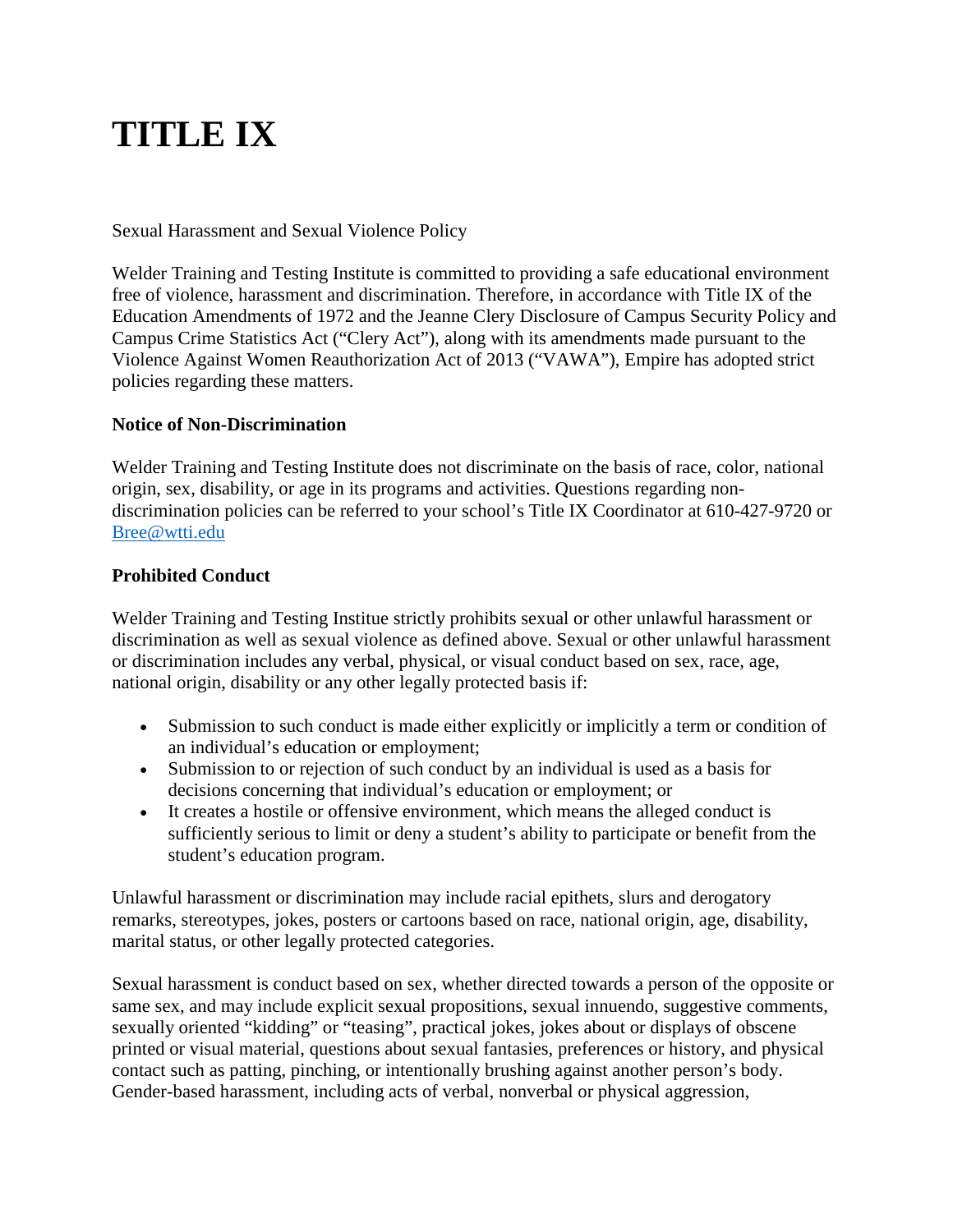# TITLE IX

Sexual Harassment and Sexual Violence Policy

Welder Training and Testing Institute is committed to providing a safe educational environment free of violence, harassment and discrimination. Therefore, in accordance with Title IX of the Education Amendments of 1972 and the Jeanne Clery Disclosure of Campus Security Policy and Campus Crime Statistics Act ("Clery Act"), along with its amendments made pursuant to the Violence Against Women Reauthorization Act of 2013 ("VAWA"), Empire has adopted strict policies regarding these matters.

**Notice of Non-Discrimination**

Welder Training and Testing Institute does not discriminate on the basis of race, color, national origin, sex, disability, or age in its programs and activities. Questions regarding non-discrimination policies can be referred to your school's Title IX Coordinator at 610-427-9720 or [Bree@wtti.edu](mailto:Bree@wtti.edu)

**Prohibited Conduct**

Welder Training and Testing Institue strictly prohibits sexual or other unlawful harassment or discrimination as well as sexual violence as defined above. Sexual or other unlawful harassment or discrimination includes any verbal, physical, or visual conduct based on sex, race, age, national origin, disability or any other legally protected basis if:

- Submission to such conduct is made either explicitly or implicitly a term or condition of an individual's education or employment;
- Submission to or rejection of such conduct by an individual is used as a basis for decisions concerning that individual's education or employment; or
- It creates a hostile or offensive environment, which means the alleged conduct is sufficiently serious to limit or deny a student's ability to participate or benefit from the student's education program.

Unlawful harassment or discrimination may include racial epithets, slurs and derogatory remarks, stereotypes, jokes, posters or cartoons based on race, national origin, age, disability, marital status, or other legally protected categories.

Sexual harassment is conduct based on sex, whether directed towards a person of the opposite or same sex, and may include explicit sexual propositions, sexual innuendo, suggestive comments, sexually oriented "kidding" or "teasing", practical jokes, jokes about or displays of obscene printed or visual material, questions about sexual fantasies, preferences or history, and physical contact such as patting, pinching, or intentionally brushing against another person's body. Gender-based harassment, including acts of verbal, nonverbal or physical aggression,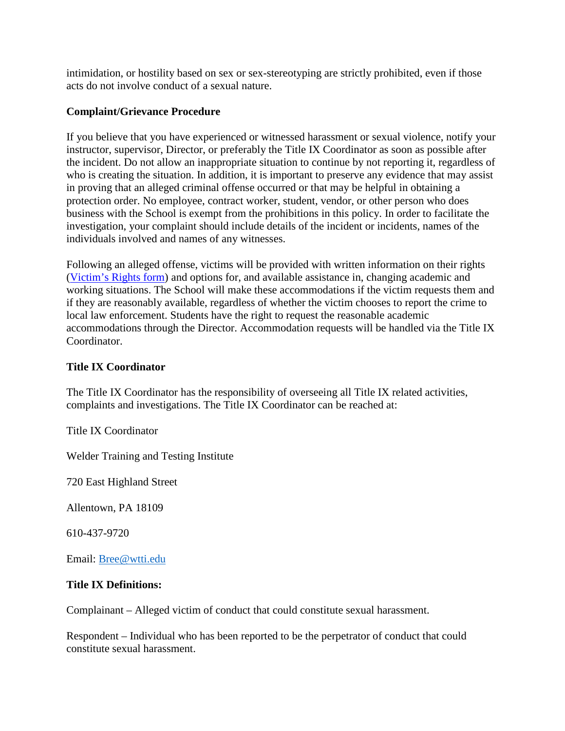intimidation, or hostility based on sex or sex-stereotyping are strictly prohibited, even if those acts do not involve conduct of a sexual nature.

**Complaint/Grievance Procedure**

If you believe that you have experienced or witnessed harassment or sexual violence, notify your instructor, supervisor, Director, or preferably the Title IX Coordinator as soon as possible after the incident. Do not allow an inappropriate situation to continue by not reporting it, regardless of who is creating the situation. In addition, it is important to preserve any evidence that may assist in proving that an alleged criminal offense occurred or that may be helpful in obtaining a protection order. No employee, contract worker, student, vendor, or other person who does business with the School is exempt from the prohibitions in this policy. In order to facilitate the investigation, your complaint should include details of the incident or incidents, names of the individuals involved and names of any witnesses.

Following an alleged offense, victims will be provided with written information on their rights (Victim's Rights form) and options for, and available assistance in, changing academic and working situations. The School will make these accommodations if the victim requests them and if they are reasonably available, regardless of whether the victim chooses to report the crime to local law enforcement. Students have the right to request the reasonable academic accommodations through the Director. Accommodation requests will be handled via the Title IX Coordinator.

**Title IX Coordinator**

The Title IX Coordinator has the responsibility of overseeing all Title IX related activities, complaints and investigations. The Title IX Coordinator can be reached at:

Title IX Coordinator

Welder Training and Testing Institute

720 East Highland Street

Allentown, PA 18109

610-437-9720

Email: Bree@wtti.edu

**Title IX Definitions:**

Complainant – Alleged victim of conduct that could constitute sexual harassment.

Respondent – Individual who has been reported to be the perpetrator of conduct that could constitute sexual harassment.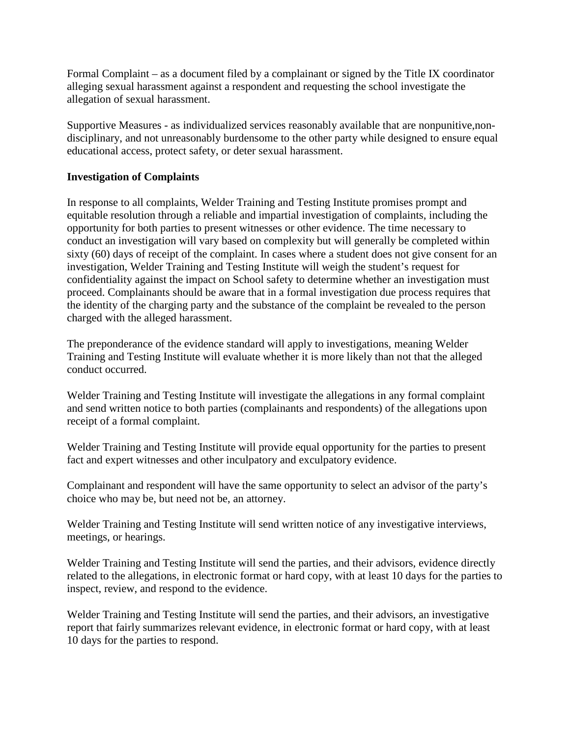Formal Complaint – as a document filed by a complainant or signed by the Title IX coordinator alleging sexual harassment against a respondent and requesting the school investigate the allegation of sexual harassment.

Supportive Measures - as individualized services reasonably available that are nonpunitive,non-disciplinary, and not unreasonably burdensome to the other party while designed to ensure equal educational access, protect safety, or deter sexual harassment.

**Investigation of Complaints**

In response to all complaints, Welder Training and Testing Institute promises prompt and equitable resolution through a reliable and impartial investigation of complaints, including the opportunity for both parties to present witnesses or other evidence. The time necessary to conduct an investigation will vary based on complexity but will generally be completed within sixty (60) days of receipt of the complaint. In cases where a student does not give consent for an investigation, Welder Training and Testing Institute will weigh the student's request for confidentiality against the impact on School safety to determine whether an investigation must proceed. Complainants should be aware that in a formal investigation due process requires that the identity of the charging party and the substance of the complaint be revealed to the person charged with the alleged harassment.

The preponderance of the evidence standard will apply to investigations, meaning Welder Training and Testing Institute will evaluate whether it is more likely than not that the alleged conduct occurred.

Welder Training and Testing Institute will investigate the allegations in any formal complaint and send written notice to both parties (complainants and respondents) of the allegations upon receipt of a formal complaint.

Welder Training and Testing Institute will provide equal opportunity for the parties to present fact and expert witnesses and other inculpatory and exculpatory evidence.

Complainant and respondent will have the same opportunity to select an advisor of the party's choice who may be, but need not be, an attorney.

Welder Training and Testing Institute will send written notice of any investigative interviews, meetings, or hearings.

Welder Training and Testing Institute will send the parties, and their advisors, evidence directly related to the allegations, in electronic format or hard copy, with at least 10 days for the parties to inspect, review, and respond to the evidence.

Welder Training and Testing Institute will send the parties, and their advisors, an investigative report that fairly summarizes relevant evidence, in electronic format or hard copy, with at least 10 days for the parties to respond.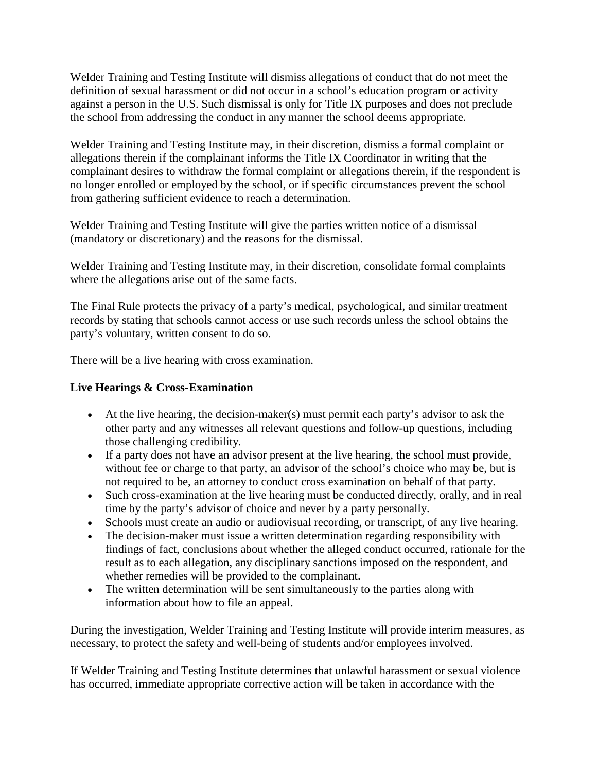Welder Training and Testing Institute will dismiss allegations of conduct that do not meet the definition of sexual harassment or did not occur in a school's education program or activity against a person in the U.S. Such dismissal is only for Title IX purposes and does not preclude the school from addressing the conduct in any manner the school deems appropriate.

Welder Training and Testing Institute may, in their discretion, dismiss a formal complaint or allegations therein if the complainant informs the Title IX Coordinator in writing that the complainant desires to withdraw the formal complaint or allegations therein, if the respondent is no longer enrolled or employed by the school, or if specific circumstances prevent the school from gathering sufficient evidence to reach a determination.

Welder Training and Testing Institute will give the parties written notice of a dismissal (mandatory or discretionary) and the reasons for the dismissal.

Welder Training and Testing Institute may, in their discretion, consolidate formal complaints where the allegations arise out of the same facts.

The Final Rule protects the privacy of a party's medical, psychological, and similar treatment records by stating that schools cannot access or use such records unless the school obtains the party's voluntary, written consent to do so.

There will be a live hearing with cross examination.

**Live Hearings & Cross-Examination**

- At the live hearing, the decision-maker(s) must permit each party's advisor to ask the other party and any witnesses all relevant questions and follow-up questions, including those challenging credibility.
- If a party does not have an advisor present at the live hearing, the school must provide, without fee or charge to that party, an advisor of the school's choice who may be, but is not required to be, an attorney to conduct cross examination on behalf of that party.
- Such cross-examination at the live hearing must be conducted directly, orally, and in real time by the party's advisor of choice and never by a party personally.
- Schools must create an audio or audiovisual recording, or transcript, of any live hearing.
- The decision-maker must issue a written determination regarding responsibility with findings of fact, conclusions about whether the alleged conduct occurred, rationale for the result as to each allegation, any disciplinary sanctions imposed on the respondent, and whether remedies will be provided to the complainant.
- The written determination will be sent simultaneously to the parties along with information about how to file an appeal.

During the investigation, Welder Training and Testing Institute will provide interim measures, as necessary, to protect the safety and well-being of students and/or employees involved.

If Welder Training and Testing Institute determines that unlawful harassment or sexual violence has occurred, immediate appropriate corrective action will be taken in accordance with the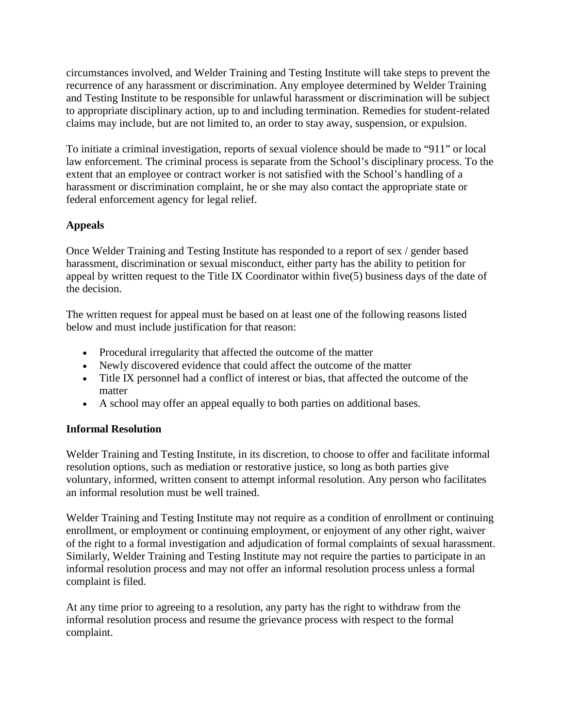circumstances involved, and Welder Training and Testing Institute will take steps to prevent the recurrence of any harassment or discrimination. Any employee determined by Welder Training and Testing Institute to be responsible for unlawful harassment or discrimination will be subject to appropriate disciplinary action, up to and including termination. Remedies for student-related claims may include, but are not limited to, an order to stay away, suspension, or expulsion.

To initiate a criminal investigation, reports of sexual violence should be made to "911" or local law enforcement. The criminal process is separate from the School's disciplinary process. To the extent that an employee or contract worker is not satisfied with the School's handling of a harassment or discrimination complaint, he or she may also contact the appropriate state or federal enforcement agency for legal relief.

**Appeals**

Once Welder Training and Testing Institute has responded to a report of sex / gender based harassment, discrimination or sexual misconduct, either party has the ability to petition for appeal by written request to the Title IX Coordinator within five(5) business days of the date of the decision.

The written request for appeal must be based on at least one of the following reasons listed below and must include justification for that reason:

- Procedural irregularity that affected the outcome of the matter
- Newly discovered evidence that could affect the outcome of the matter
- Title IX personnel had a conflict of interest or bias, that affected the outcome of the matter
- A school may offer an appeal equally to both parties on additional bases.

**Informal Resolution**

Welder Training and Testing Institute, in its discretion, to choose to offer and facilitate informal resolution options, such as mediation or restorative justice, so long as both parties give voluntary, informed, written consent to attempt informal resolution. Any person who facilitates an informal resolution must be well trained.

Welder Training and Testing Institute may not require as a condition of enrollment or continuing enrollment, or employment or continuing employment, or enjoyment of any other right, waiver of the right to a formal investigation and adjudication of formal complaints of sexual harassment. Similarly, Welder Training and Testing Institute may not require the parties to participate in an informal resolution process and may not offer an informal resolution process unless a formal complaint is filed.

At any time prior to agreeing to a resolution, any party has the right to withdraw from the informal resolution process and resume the grievance process with respect to the formal complaint.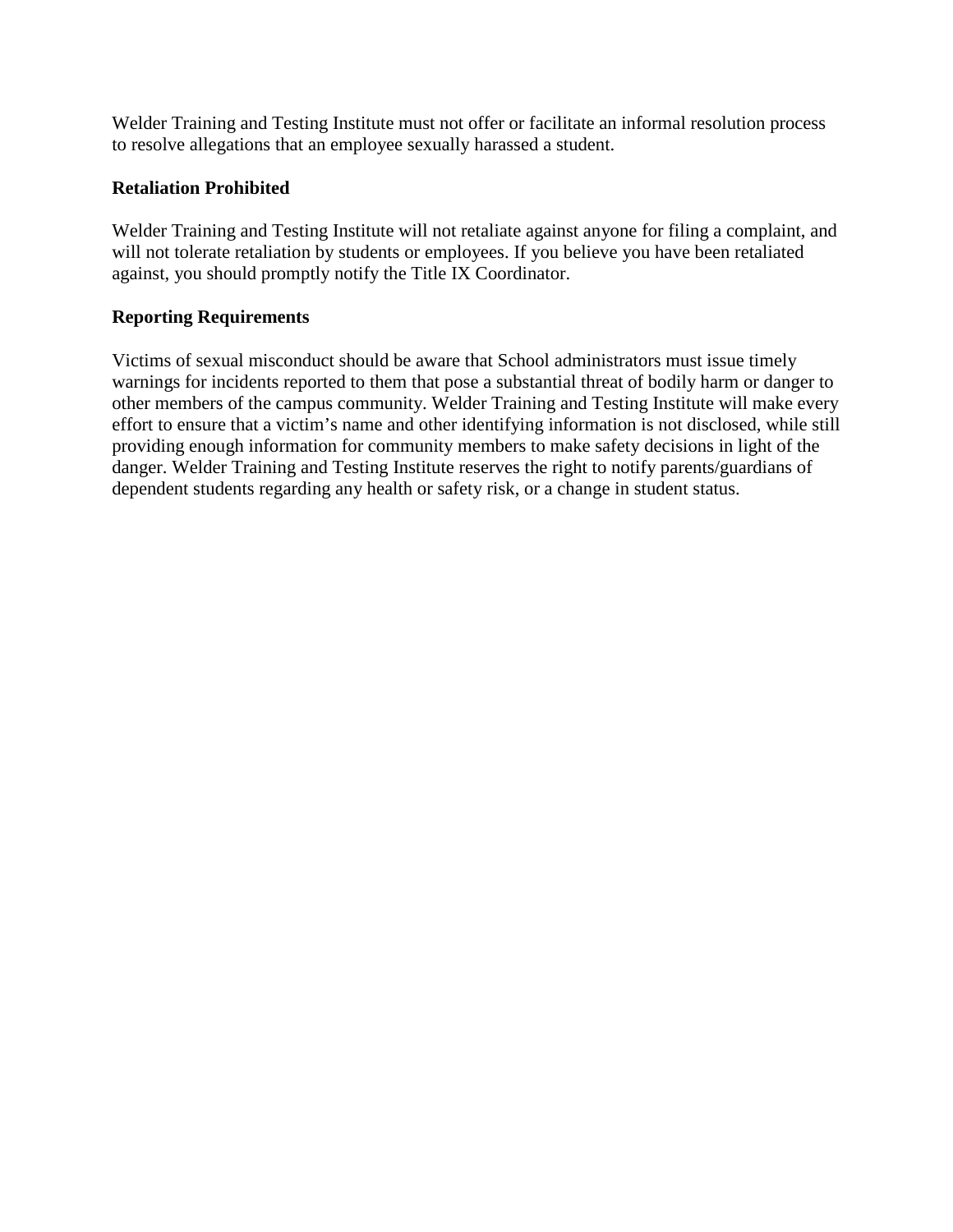Welder Training and Testing Institute must not offer or facilitate an informal resolution process to resolve allegations that an employee sexually harassed a student.

**Retaliation Prohibited**

Welder Training and Testing Institute will not retaliate against anyone for filing a complaint, and will not tolerate retaliation by students or employees. If you believe you have been retaliated against, you should promptly notify the Title IX Coordinator.

**Reporting Requirements**

Victims of sexual misconduct should be aware that School administrators must issue timely warnings for incidents reported to them that pose a substantial threat of bodily harm or danger to other members of the campus community. Welder Training and Testing Institute will make every effort to ensure that a victim's name and other identifying information is not disclosed, while still providing enough information for community members to make safety decisions in light of the danger. Welder Training and Testing Institute reserves the right to notify parents/guardians of dependent students regarding any health or safety risk, or a change in student status.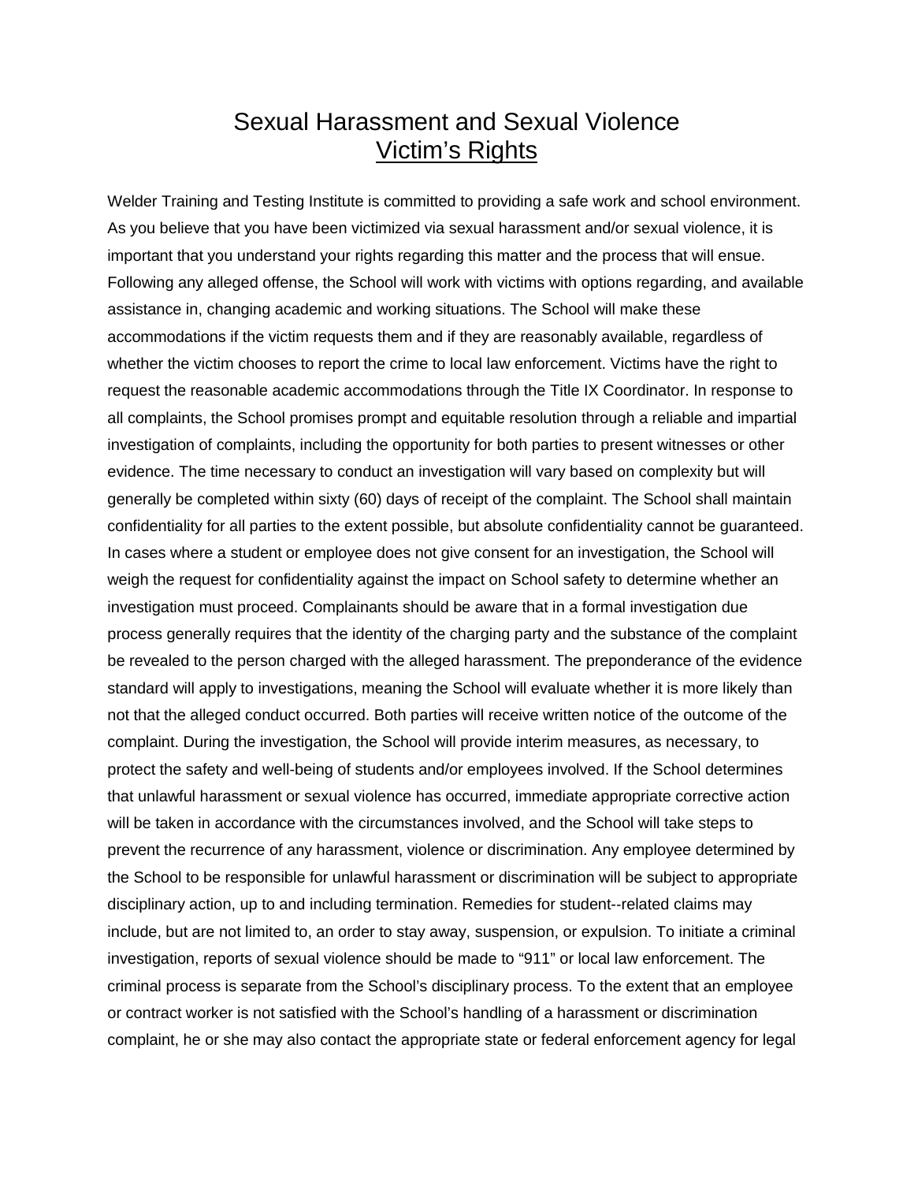# Sexual Harassment and Sexual Violence
## Victim's Rights

Welder Training and Testing Institute is committed to providing a safe work and school environment. As you believe that you have been victimized via sexual harassment and/or sexual violence, it is important that you understand your rights regarding this matter and the process that will ensue. Following any alleged offense, the School will work with victims with options regarding, and available assistance in, changing academic and working situations. The School will make these accommodations if the victim requests them and if they are reasonably available, regardless of whether the victim chooses to report the crime to local law enforcement. Victims have the right to request the reasonable academic accommodations through the Title IX Coordinator. In response to all complaints, the School promises prompt and equitable resolution through a reliable and impartial investigation of complaints, including the opportunity for both parties to present witnesses or other evidence. The time necessary to conduct an investigation will vary based on complexity but will generally be completed within sixty (60) days of receipt of the complaint. The School shall maintain confidentiality for all parties to the extent possible, but absolute confidentiality cannot be guaranteed. In cases where a student or employee does not give consent for an investigation, the School will weigh the request for confidentiality against the impact on School safety to determine whether an investigation must proceed. Complainants should be aware that in a formal investigation due process generally requires that the identity of the charging party and the substance of the complaint be revealed to the person charged with the alleged harassment. The preponderance of the evidence standard will apply to investigations, meaning the School will evaluate whether it is more likely than not that the alleged conduct occurred. Both parties will receive written notice of the outcome of the complaint. During the investigation, the School will provide interim measures, as necessary, to protect the safety and well-being of students and/or employees involved. If the School determines that unlawful harassment or sexual violence has occurred, immediate appropriate corrective action will be taken in accordance with the circumstances involved, and the School will take steps to prevent the recurrence of any harassment, violence or discrimination. Any employee determined by the School to be responsible for unlawful harassment or discrimination will be subject to appropriate disciplinary action, up to and including termination. Remedies for student--related claims may include, but are not limited to, an order to stay away, suspension, or expulsion. To initiate a criminal investigation, reports of sexual violence should be made to "911" or local law enforcement. The criminal process is separate from the School's disciplinary process. To the extent that an employee or contract worker is not satisfied with the School's handling of a harassment or discrimination complaint, he or she may also contact the appropriate state or federal enforcement agency for legal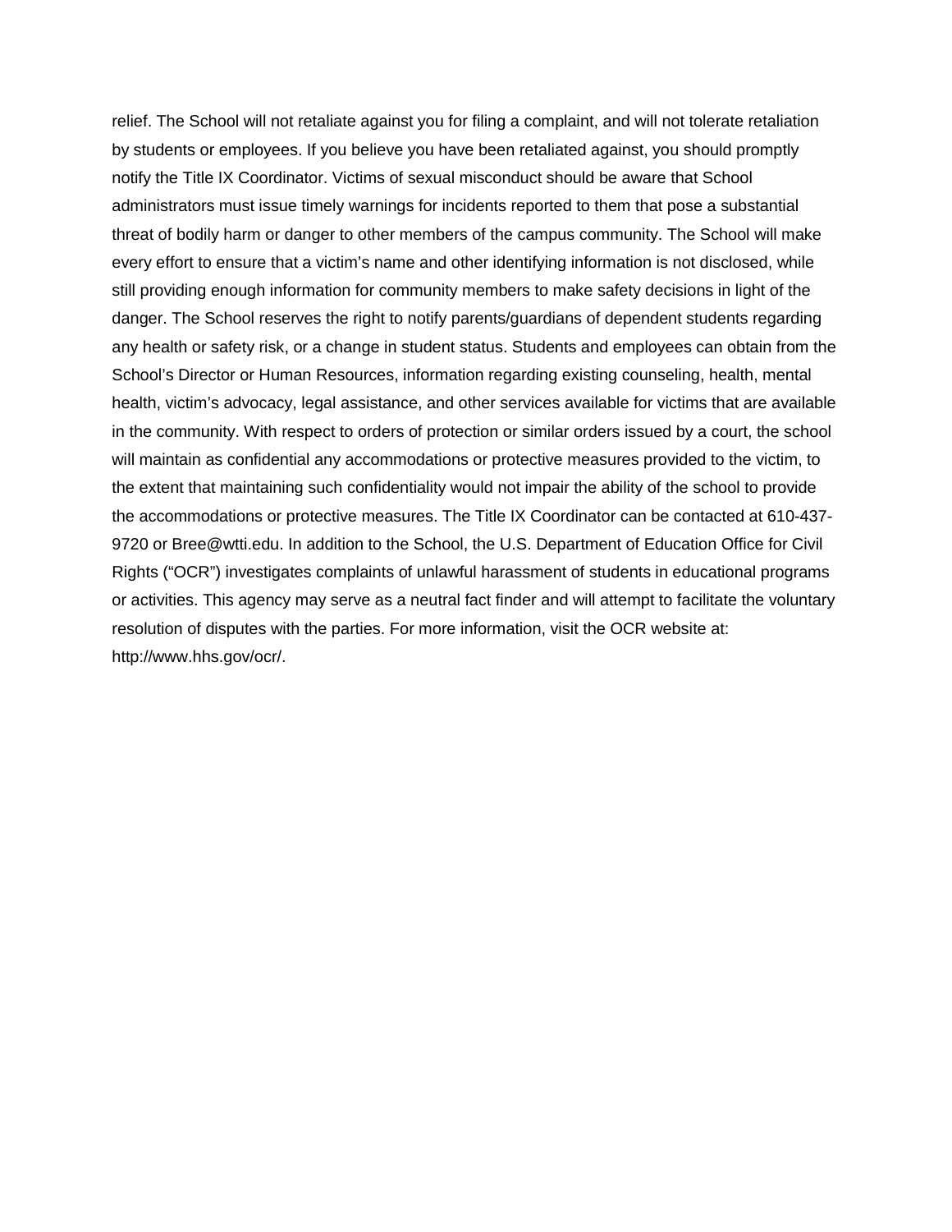relief. The School will not retaliate against you for filing a complaint, and will not tolerate retaliation by students or employees. If you believe you have been retaliated against, you should promptly notify the Title IX Coordinator. Victims of sexual misconduct should be aware that School administrators must issue timely warnings for incidents reported to them that pose a substantial threat of bodily harm or danger to other members of the campus community. The School will make every effort to ensure that a victim's name and other identifying information is not disclosed, while still providing enough information for community members to make safety decisions in light of the danger. The School reserves the right to notify parents/guardians of dependent students regarding any health or safety risk, or a change in student status. Students and employees can obtain from the School's Director or Human Resources, information regarding existing counseling, health, mental health, victim's advocacy, legal assistance, and other services available for victims that are available in the community. With respect to orders of protection or similar orders issued by a court, the school will maintain as confidential any accommodations or protective measures provided to the victim, to the extent that maintaining such confidentiality would not impair the ability of the school to provide the accommodations or protective measures. The Title IX Coordinator can be contacted at 610-437-9720 or Bree@wtti.edu. In addition to the School, the U.S. Department of Education Office for Civil Rights ("OCR") investigates complaints of unlawful harassment of students in educational programs or activities. This agency may serve as a neutral fact finder and will attempt to facilitate the voluntary resolution of disputes with the parties. For more information, visit the OCR website at: http://www.hhs.gov/ocr/.